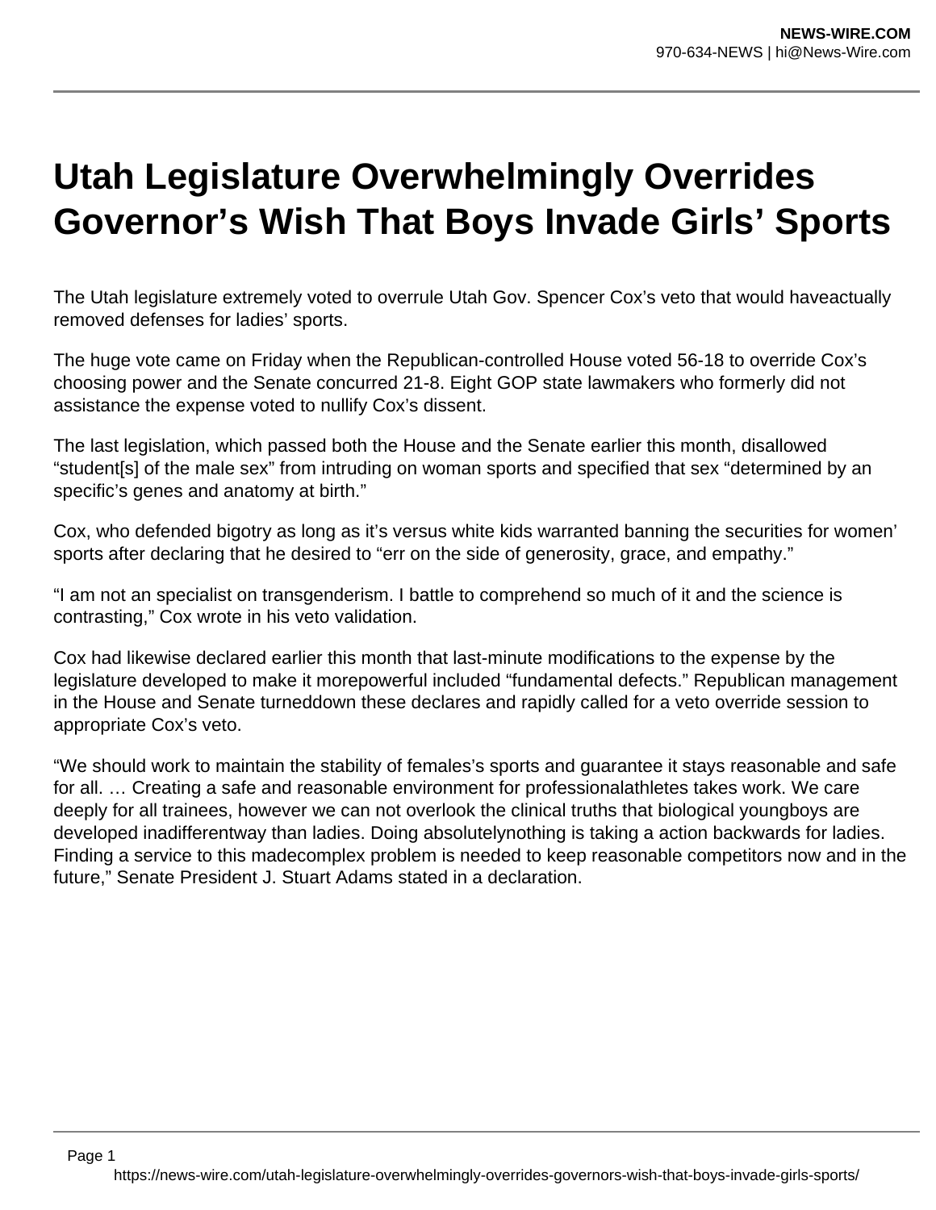# Utah Legislature Overwhelmingly Overrides Governor's Wish That Boys Invade Girls' Sports

The Utah legislature extremely voted to overrule Utah Gov. Spencer Cox's veto that would haveactually removed defenses for ladies' sports.

The huge vote came on Friday when the Republican-controlled House voted 56-18 to override Cox's choosing power and the Senate concurred 21-8. Eight GOP state lawmakers who formerly did not assistance the expense voted to nullify Cox's dissent.

The last legislation, which passed both the House and the Senate earlier this month, disallowed "student[s] of the male sex" from intruding on woman sports and specified that sex "determined by an specific's genes and anatomy at birth."

Cox, who defended bigotry as long as it's versus white kids warranted banning the securities for women' sports after declaring that he desired to "err on the side of generosity, grace, and empathy."

"I am not an specialist on transgenderism. I battle to comprehend so much of it and the science is contrasting," Cox wrote in his veto validation.

Cox had likewise declared earlier this month that last-minute modifications to the expense by the legislature developed to make it morepowerful included "fundamental defects." Republican management in the House and Senate turneddown these declares and rapidly called for a veto override session to appropriate Cox's veto.

"We should work to maintain the stability of females's sports and guarantee it stays reasonable and safe for all. … Creating a safe and reasonable environment for professionalathletes takes work. We care deeply for all trainees, however we can not overlook the clinical truths that biological youngboys are developed inadifferentway than ladies. Doing absolutelynothing is taking a action backwards for ladies. Finding a service to this madecomplex problem is needed to keep reasonable competitors now and in the future," Senate President J. Stuart Adams stated in a declaration.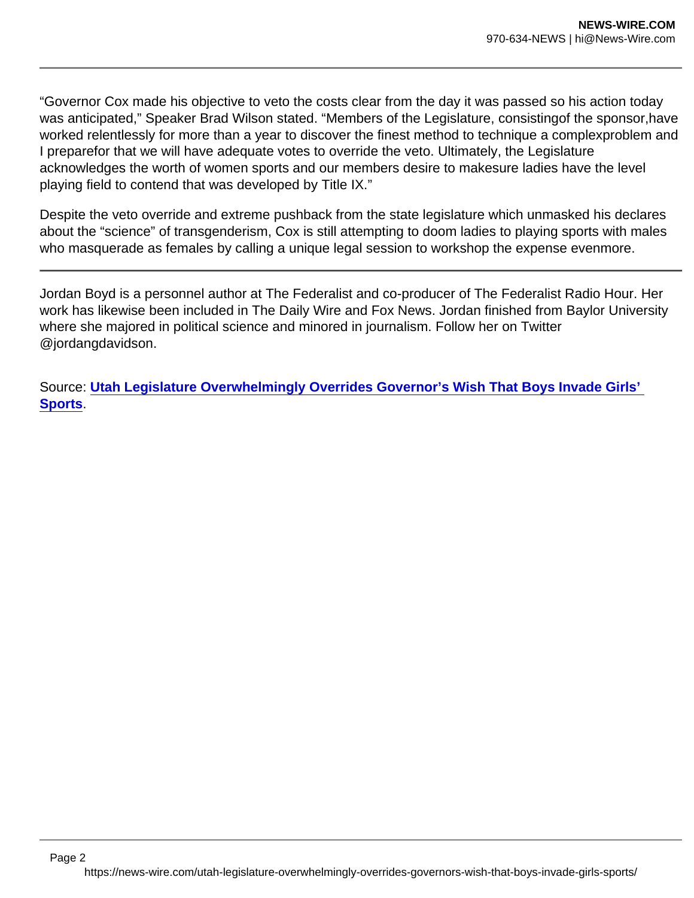"Governor Cox made his objective to veto the costs clear from the day it was passed so his action today was anticipated," Speaker Brad Wilson stated. "Members of the Legislature, consistingof the sponsor,have worked relentlessly for more than a year to discover the finest method to technique a complexproblem and I preparefor that we will have adequate votes to override the veto. Ultimately, the Legislature acknowledges the worth of women sports and our members desire to makesure ladies have the level playing field to contend that was developed by Title IX."

Despite the veto override and extreme pushback from the state legislature which unmasked his declares about the "science" of transgenderism, Cox is still attempting to doom ladies to playing sports with males who masquerade as females by calling a unique legal session to workshop the expense evenmore.

---

Jordan Boyd is a personnel author at The Federalist and co-producer of The Federalist Radio Hour. Her work has likewise been included in The Daily Wire and Fox News. Jordan finished from Baylor University where she majored in political science and minored in journalism. Follow her on Twitter @jordangdavidson.

Source: **[Utah Legislature Overwhelmingly Overrides Governor's Wish That Boys Invade Girls' Sports](https://news-wire.com/utah-legislature-overwhelmingly-overrides-governors-wish-that-boys-invade-girls-sports/)**.